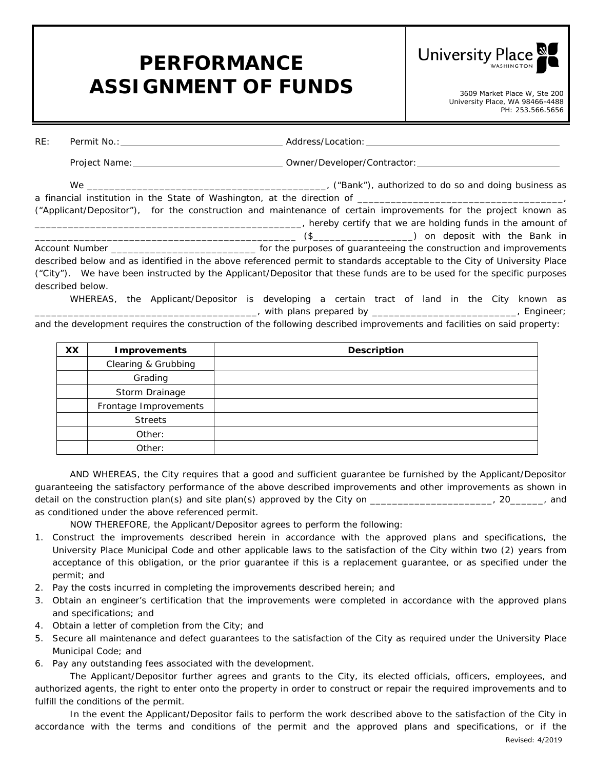# PERFORMANCE ASSIGNMENT OF FUNDS

University Place WASHINGTON

3609 Market Place W, Ste 200
University Place, WA 98466-4488
PH: 253.566.5656

RE: Permit No.: ______________________ Address/Location: ______________________

Project Name: ______________________ Owner/Developer/Contractor: ______________________

We ___________________________________________, ("Bank"), authorized to do so and doing business as a financial institution in the State of Washington, at the direction of _____________________________________, ("Applicant/Depositor"), for the construction and maintenance of certain improvements for the project known as _________________________________________________, hereby certify that we are holding funds in the amount of ______________________________________________ ($_________________) on deposit with the Bank in Account Number _________________________ for the purposes of guaranteeing the construction and improvements described below and as identified in the above referenced permit to standards acceptable to the City of University Place ("City"). We have been instructed by the Applicant/Depositor that these funds are to be used for the specific purposes described below.

WHEREAS, the Applicant/Depositor is developing a certain tract of land in the City known as _______________________________________, with plans prepared by __________________________, Engineer; and the development requires the construction of the following described improvements and facilities on said property:

| XX | Improvements | Description |
|---|---|---|
| | Clearing & Grubbing | |
| | Grading | |
| | Storm Drainage | |
| | Frontage Improvements | |
| | Streets | |
| | Other: | |
| | Other: | |

AND WHEREAS, the City requires that a good and sufficient guarantee be furnished by the Applicant/Depositor guaranteeing the satisfactory performance of the above described improvements and other improvements as shown in detail on the construction plan(s) and site plan(s) approved by the City on ______________________, 20______, and as conditioned under the above referenced permit.

NOW THEREFORE, the Applicant/Depositor agrees to perform the following:

1. Construct the improvements described herein in accordance with the approved plans and specifications, the University Place Municipal Code and other applicable laws to the satisfaction of the City within two (2) years from acceptance of this obligation, or the prior guarantee if this is a replacement guarantee, or as specified under the permit; and
2. Pay the costs incurred in completing the improvements described herein; and
3. Obtain an engineer's certification that the improvements were completed in accordance with the approved plans and specifications; and
4. Obtain a letter of completion from the City; and
5. Secure all maintenance and defect guarantees to the satisfaction of the City as required under the University Place Municipal Code; and
6. Pay any outstanding fees associated with the development.

The Applicant/Depositor further agrees and grants to the City, its elected officials, officers, employees, and authorized agents, the right to enter onto the property in order to construct or repair the required improvements and to fulfill the conditions of the permit.

In the event the Applicant/Depositor fails to perform the work described above to the satisfaction of the City in accordance with the terms and conditions of the permit and the approved plans and specifications, or if the

Revised: 4/2019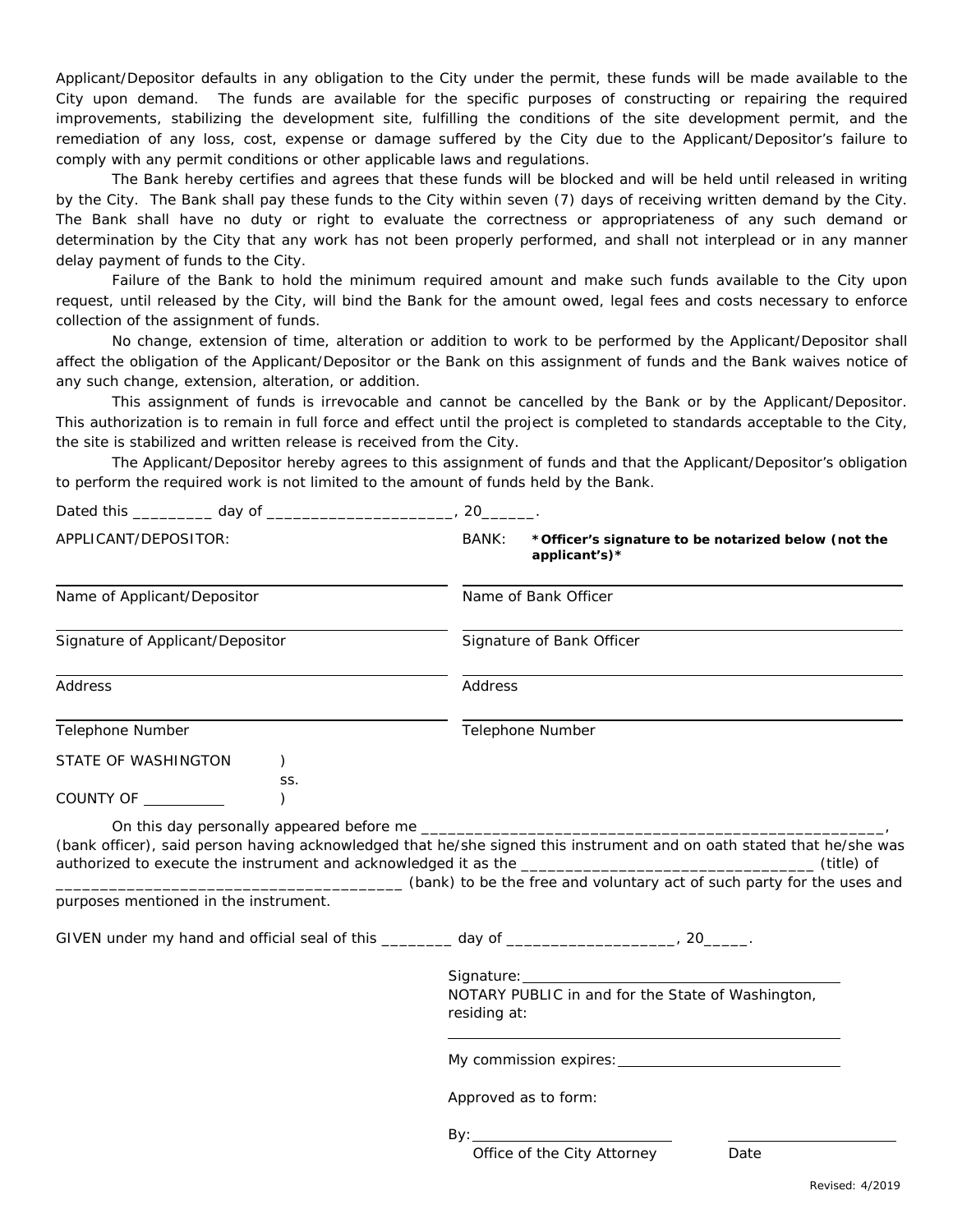Applicant/Depositor defaults in any obligation to the City under the permit, these funds will be made available to the City upon demand. The funds are available for the specific purposes of constructing or repairing the required improvements, stabilizing the development site, fulfilling the conditions of the site development permit, and the remediation of any loss, cost, expense or damage suffered by the City due to the Applicant/Depositor's failure to comply with any permit conditions or other applicable laws and regulations.

The Bank hereby certifies and agrees that these funds will be blocked and will be held until released in writing by the City. The Bank shall pay these funds to the City within seven (7) days of receiving written demand by the City. The Bank shall have no duty or right to evaluate the correctness or appropriateness of any such demand or determination by the City that any work has not been properly performed, and shall not interplead or in any manner delay payment of funds to the City.

Failure of the Bank to hold the minimum required amount and make such funds available to the City upon request, until released by the City, will bind the Bank for the amount owed, legal fees and costs necessary to enforce collection of the assignment of funds.

No change, extension of time, alteration or addition to work to be performed by the Applicant/Depositor shall affect the obligation of the Applicant/Depositor or the Bank on this assignment of funds and the Bank waives notice of any such change, extension, alteration, or addition.

This assignment of funds is irrevocable and cannot be cancelled by the Bank or by the Applicant/Depositor. This authorization is to remain in full force and effect until the project is completed to standards acceptable to the City, the site is stabilized and written release is received from the City.

The Applicant/Depositor hereby agrees to this assignment of funds and that the Applicant/Depositor's obligation to perform the required work is not limited to the amount of funds held by the Bank.

Dated this _________ day of _____________________, 20______.

| APPLICANT/DEPOSITOR: | BANK: ***Officer's signature to be notarized below (not the applicant's)*** |
|---|---|
| Name of Applicant/Depositor | Name of Bank Officer |
| Signature of Applicant/Depositor | Signature of Bank Officer |
| Address | Address |
| Telephone Number | Telephone Number |

STATE OF WASHINGTON )
ss.
COUNTY OF __________ )

On this day personally appeared before me _____________________________________________________, (bank officer), said person having acknowledged that he/she signed this instrument and on oath stated that he/she was authorized to execute the instrument and acknowledged it as the _________________________________ (title) of _______________________________________ (bank) to be the free and voluntary act of such party for the uses and purposes mentioned in the instrument.

GIVEN under my hand and official seal of this ________ day of ___________________, 20_____.

Signature: ______________________________
NOTARY PUBLIC in and for the State of Washington, residing at:

______________________________

My commission expires: ______________________________

Approved as to form:

By: ______________________ ______________________
Office of the City Attorney Date

Revised: 4/2019